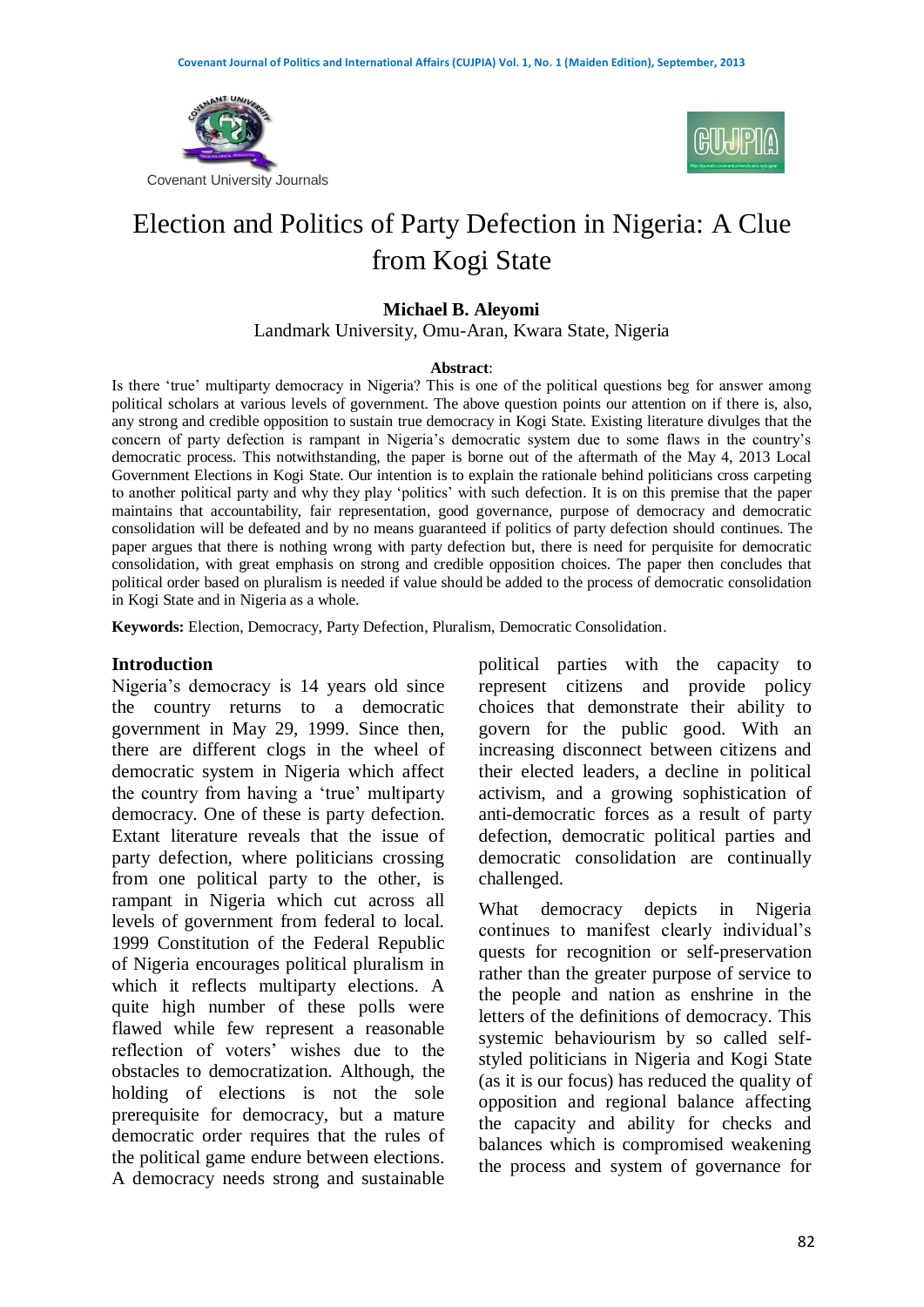# Election and Politics of Party Defection in Nigeria: A Clue from Kogi State

**Michael B. Aleyomi**
Landmark University, Omu-Aran, Kwara State, Nigeria

**Abstract**:
Is there 'true' multiparty democracy in Nigeria? This is one of the political questions beg for answer among political scholars at various levels of government. The above question points our attention on if there is, also, any strong and credible opposition to sustain true democracy in Kogi State. Existing literature divulges that the concern of party defection is rampant in Nigeria's democratic system due to some flaws in the country's democratic process. This notwithstanding, the paper is borne out of the aftermath of the May 4, 2013 Local Government Elections in Kogi State. Our intention is to explain the rationale behind politicians cross carpeting to another political party and why they play 'politics' with such defection. It is on this premise that the paper maintains that accountability, fair representation, good governance, purpose of democracy and democratic consolidation will be defeated and by no means guaranteed if politics of party defection should continues. The paper argues that there is nothing wrong with party defection but, there is need for perquisite for democratic consolidation, with great emphasis on strong and credible opposition choices. The paper then concludes that political order based on pluralism is needed if value should be added to the process of democratic consolidation in Kogi State and in Nigeria as a whole.

**Keywords:** Election, Democracy, Party Defection, Pluralism, Democratic Consolidation.

## Introduction

Nigeria's democracy is 14 years old since the country returns to a democratic government in May 29, 1999. Since then, there are different clogs in the wheel of democratic system in Nigeria which affect the country from having a 'true' multiparty democracy. One of these is party defection. Extant literature reveals that the issue of party defection, where politicians crossing from one political party to the other, is rampant in Nigeria which cut across all levels of government from federal to local. 1999 Constitution of the Federal Republic of Nigeria encourages political pluralism in which it reflects multiparty elections. A quite high number of these polls were flawed while few represent a reasonable reflection of voters' wishes due to the obstacles to democratization. Although, the holding of elections is not the sole prerequisite for democracy, but a mature democratic order requires that the rules of the political game endure between elections. A democracy needs strong and sustainable political parties with the capacity to represent citizens and provide policy choices that demonstrate their ability to govern for the public good. With an increasing disconnect between citizens and their elected leaders, a decline in political activism, and a growing sophistication of anti-democratic forces as a result of party defection, democratic political parties and democratic consolidation are continually challenged.

What democracy depicts in Nigeria continues to manifest clearly individual's quests for recognition or self-preservation rather than the greater purpose of service to the people and nation as enshrine in the letters of the definitions of democracy. This systemic behaviourism by so called self-styled politicians in Nigeria and Kogi State (as it is our focus) has reduced the quality of opposition and regional balance affecting the capacity and ability for checks and balances which is compromised weakening the process and system of governance for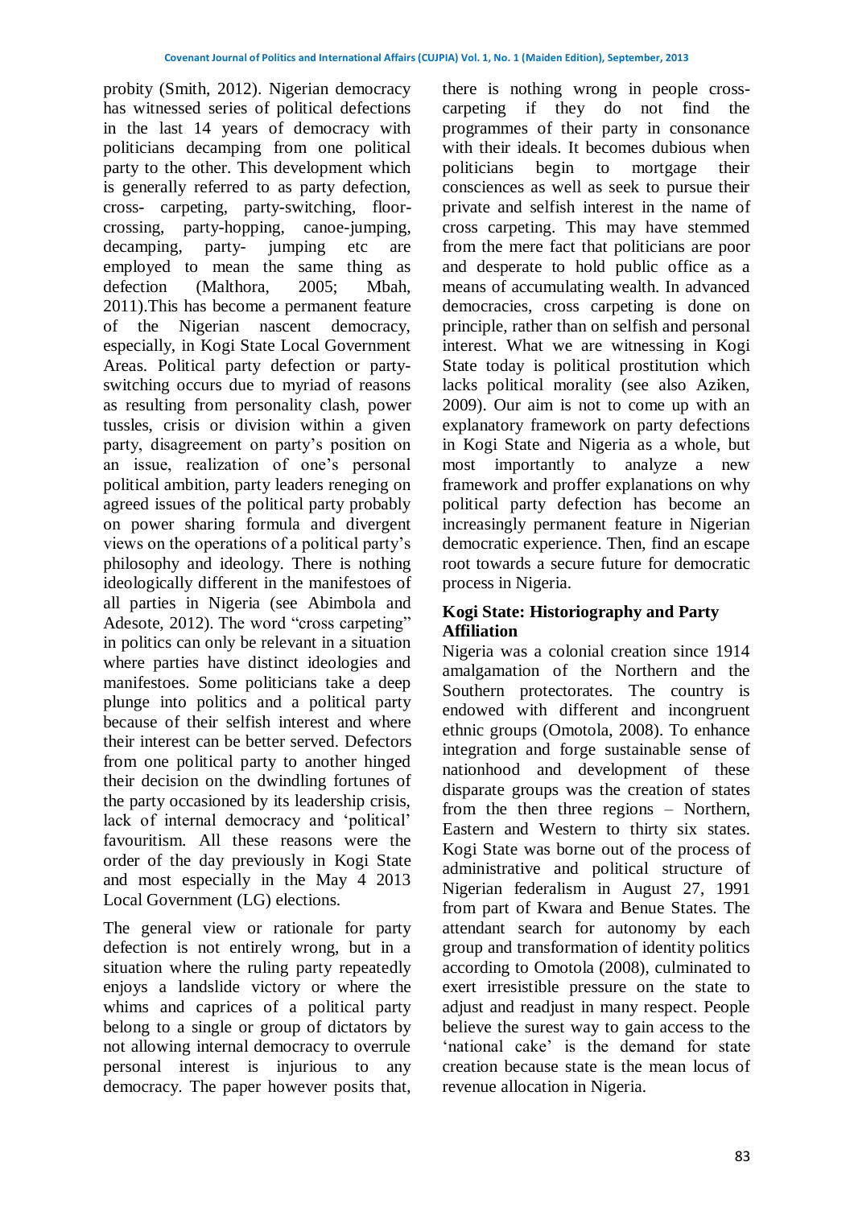probity (Smith, 2012). Nigerian democracy has witnessed series of political defections in the last 14 years of democracy with politicians decamping from one political party to the other. This development which is generally referred to as party defection, cross- carpeting, party-switching, floor-crossing, party-hopping, canoe-jumping, decamping, party- jumping etc are employed to mean the same thing as defection (Malthora, 2005; Mbah, 2011).This has become a permanent feature of the Nigerian nascent democracy, especially, in Kogi State Local Government Areas. Political party defection or party-switching occurs due to myriad of reasons as resulting from personality clash, power tussles, crisis or division within a given party, disagreement on party's position on an issue, realization of one's personal political ambition, party leaders reneging on agreed issues of the political party probably on power sharing formula and divergent views on the operations of a political party's philosophy and ideology. There is nothing ideologically different in the manifestoes of all parties in Nigeria (see Abimbola and Adesote, 2012). The word "cross carpeting" in politics can only be relevant in a situation where parties have distinct ideologies and manifestoes. Some politicians take a deep plunge into politics and a political party because of their selfish interest and where their interest can be better served. Defectors from one political party to another hinged their decision on the dwindling fortunes of the party occasioned by its leadership crisis, lack of internal democracy and 'political' favouritism. All these reasons were the order of the day previously in Kogi State and most especially in the May 4 2013 Local Government (LG) elections.

The general view or rationale for party defection is not entirely wrong, but in a situation where the ruling party repeatedly enjoys a landslide victory or where the whims and caprices of a political party belong to a single or group of dictators by not allowing internal democracy to overrule personal interest is injurious to any democracy. The paper however posits that, there is nothing wrong in people cross-carpeting if they do not find the programmes of their party in consonance with their ideals. It becomes dubious when politicians begin to mortgage their consciences as well as seek to pursue their private and selfish interest in the name of cross carpeting. This may have stemmed from the mere fact that politicians are poor and desperate to hold public office as a means of accumulating wealth. In advanced democracies, cross carpeting is done on principle, rather than on selfish and personal interest. What we are witnessing in Kogi State today is political prostitution which lacks political morality (see also Aziken, 2009). Our aim is not to come up with an explanatory framework on party defections in Kogi State and Nigeria as a whole, but most importantly to analyze a new framework and proffer explanations on why political party defection has become an increasingly permanent feature in Nigerian democratic experience. Then, find an escape root towards a secure future for democratic process in Nigeria.

## Kogi State: Historiography and Party Affiliation

Nigeria was a colonial creation since 1914 amalgamation of the Northern and the Southern protectorates. The country is endowed with different and incongruent ethnic groups (Omotola, 2008). To enhance integration and forge sustainable sense of nationhood and development of these disparate groups was the creation of states from the then three regions – Northern, Eastern and Western to thirty six states. Kogi State was borne out of the process of administrative and political structure of Nigerian federalism in August 27, 1991 from part of Kwara and Benue States. The attendant search for autonomy by each group and transformation of identity politics according to Omotola (2008), culminated to exert irresistible pressure on the state to adjust and readjust in many respect. People believe the surest way to gain access to the 'national cake' is the demand for state creation because state is the mean locus of revenue allocation in Nigeria.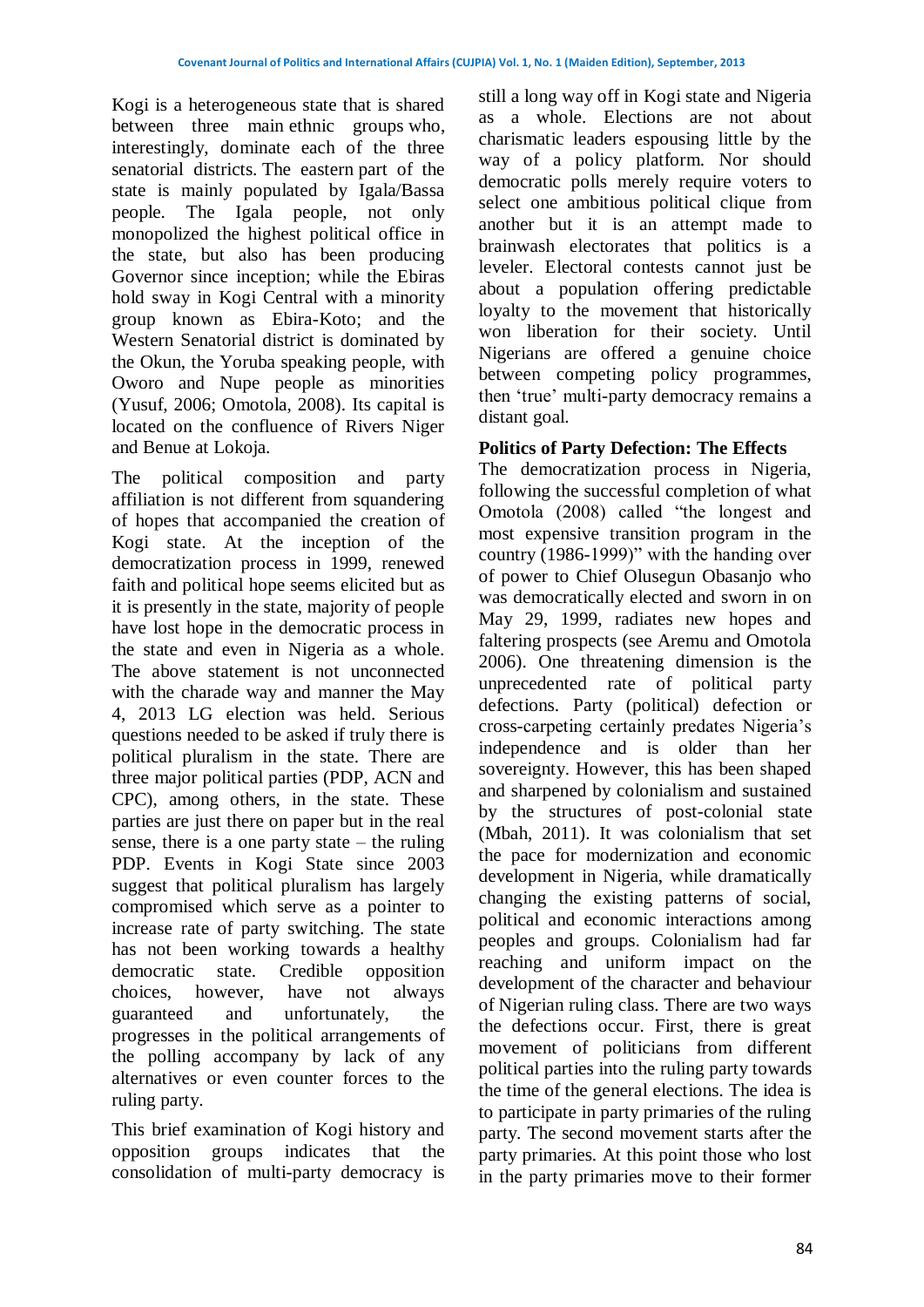Kogi is a heterogeneous state that is shared between three main ethnic groups who, interestingly, dominate each of the three senatorial districts. The eastern part of the state is mainly populated by Igala/Bassa people. The Igala people, not only monopolized the highest political office in the state, but also has been producing Governor since inception; while the Ebiras hold sway in Kogi Central with a minority group known as Ebira-Koto; and the Western Senatorial district is dominated by the Okun, the Yoruba speaking people, with Oworo and Nupe people as minorities (Yusuf, 2006; Omotola, 2008). Its capital is located on the confluence of Rivers Niger and Benue at Lokoja.

The political composition and party affiliation is not different from squandering of hopes that accompanied the creation of Kogi state. At the inception of the democratization process in 1999, renewed faith and political hope seems elicited but as it is presently in the state, majority of people have lost hope in the democratic process in the state and even in Nigeria as a whole. The above statement is not unconnected with the charade way and manner the May 4, 2013 LG election was held. Serious questions needed to be asked if truly there is political pluralism in the state. There are three major political parties (PDP, ACN and CPC), among others, in the state. These parties are just there on paper but in the real sense, there is a one party state – the ruling PDP. Events in Kogi State since 2003 suggest that political pluralism has largely compromised which serve as a pointer to increase rate of party switching. The state has not been working towards a healthy democratic state. Credible opposition choices, however, have not always guaranteed and unfortunately, the progresses in the political arrangements of the polling accompany by lack of any alternatives or even counter forces to the ruling party.

This brief examination of Kogi history and opposition groups indicates that the consolidation of multi-party democracy is still a long way off in Kogi state and Nigeria as a whole. Elections are not about charismatic leaders espousing little by the way of a policy platform. Nor should democratic polls merely require voters to select one ambitious political clique from another but it is an attempt made to brainwash electorates that politics is a leveler. Electoral contests cannot just be about a population offering predictable loyalty to the movement that historically won liberation for their society. Until Nigerians are offered a genuine choice between competing policy programmes, then 'true' multi-party democracy remains a distant goal.

**Politics of Party Defection: The Effects**

The democratization process in Nigeria, following the successful completion of what Omotola (2008) called "the longest and most expensive transition program in the country (1986-1999)" with the handing over of power to Chief Olusegun Obasanjo who was democratically elected and sworn in on May 29, 1999, radiates new hopes and faltering prospects (see Aremu and Omotola 2006). One threatening dimension is the unprecedented rate of political party defections. Party (political) defection or cross-carpeting certainly predates Nigeria's independence and is older than her sovereignty. However, this has been shaped and sharpened by colonialism and sustained by the structures of post-colonial state (Mbah, 2011). It was colonialism that set the pace for modernization and economic development in Nigeria, while dramatically changing the existing patterns of social, political and economic interactions among peoples and groups. Colonialism had far reaching and uniform impact on the development of the character and behaviour of Nigerian ruling class. There are two ways the defections occur. First, there is great movement of politicians from different political parties into the ruling party towards the time of the general elections. The idea is to participate in party primaries of the ruling party. The second movement starts after the party primaries. At this point those who lost in the party primaries move to their former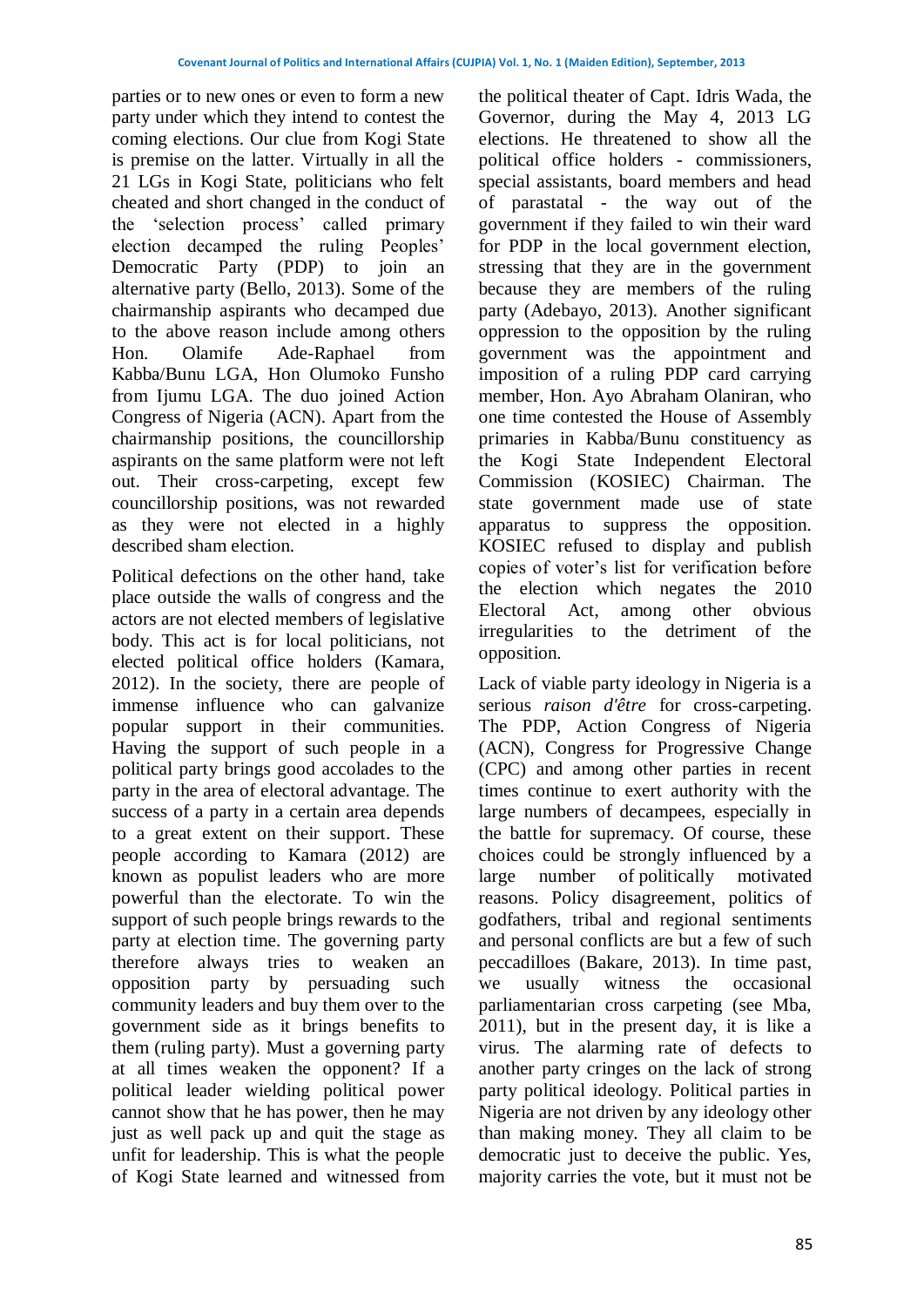parties or to new ones or even to form a new party under which they intend to contest the coming elections. Our clue from Kogi State is premise on the latter. Virtually in all the 21 LGs in Kogi State, politicians who felt cheated and short changed in the conduct of the 'selection process' called primary election decamped the ruling Peoples' Democratic Party (PDP) to join an alternative party (Bello, 2013). Some of the chairmanship aspirants who decamped due to the above reason include among others Hon. Olamife Ade-Raphael from Kabba/Bunu LGA, Hon Olumoko Funsho from Ijumu LGA. The duo joined Action Congress of Nigeria (ACN). Apart from the chairmanship positions, the councillorship aspirants on the same platform were not left out. Their cross-carpeting, except few councillorship positions, was not rewarded as they were not elected in a highly described sham election.

Political defections on the other hand, take place outside the walls of congress and the actors are not elected members of legislative body. This act is for local politicians, not elected political office holders (Kamara, 2012). In the society, there are people of immense influence who can galvanize popular support in their communities. Having the support of such people in a political party brings good accolades to the party in the area of electoral advantage. The success of a party in a certain area depends to a great extent on their support. These people according to Kamara (2012) are known as populist leaders who are more powerful than the electorate. To win the support of such people brings rewards to the party at election time. The governing party therefore always tries to weaken an opposition party by persuading such community leaders and buy them over to the government side as it brings benefits to them (ruling party). Must a governing party at all times weaken the opponent? If a political leader wielding political power cannot show that he has power, then he may just as well pack up and quit the stage as unfit for leadership. This is what the people of Kogi State learned and witnessed from the political theater of Capt. Idris Wada, the Governor, during the May 4, 2013 LG elections. He threatened to show all the political office holders - commissioners, special assistants, board members and head of parastatal - the way out of the government if they failed to win their ward for PDP in the local government election, stressing that they are in the government because they are members of the ruling party (Adebayo, 2013). Another significant oppression to the opposition by the ruling government was the appointment and imposition of a ruling PDP card carrying member, Hon. Ayo Abraham Olaniran, who one time contested the House of Assembly primaries in Kabba/Bunu constituency as the Kogi State Independent Electoral Commission (KOSIEC) Chairman. The state government made use of state apparatus to suppress the opposition. KOSIEC refused to display and publish copies of voter's list for verification before the election which negates the 2010 Electoral Act, among other obvious irregularities to the detriment of the opposition.

Lack of viable party ideology in Nigeria is a serious *raison d'être* for cross-carpeting. The PDP, Action Congress of Nigeria (ACN), Congress for Progressive Change (CPC) and among other parties in recent times continue to exert authority with the large numbers of decampees, especially in the battle for supremacy. Of course, these choices could be strongly influenced by a large number of politically motivated reasons. Policy disagreement, politics of godfathers, tribal and regional sentiments and personal conflicts are but a few of such peccadilloes (Bakare, 2013). In time past, we usually witness the occasional parliamentarian cross carpeting (see Mba, 2011), but in the present day, it is like a virus. The alarming rate of defects to another party cringes on the lack of strong party political ideology. Political parties in Nigeria are not driven by any ideology other than making money. They all claim to be democratic just to deceive the public. Yes, majority carries the vote, but it must not be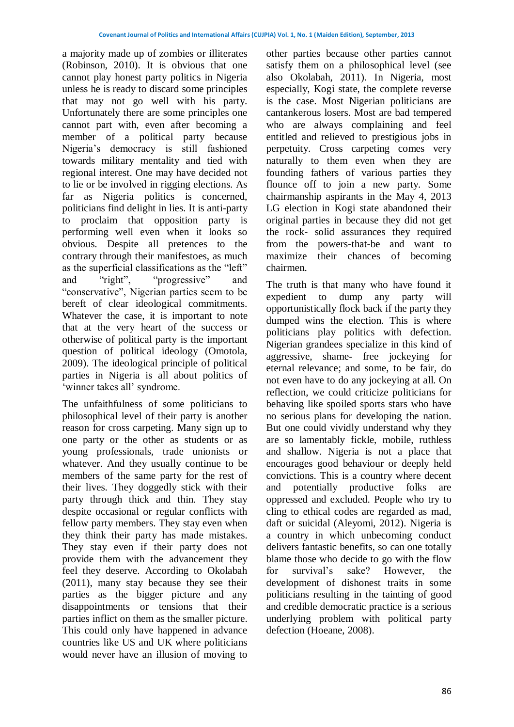a majority made up of zombies or illiterates (Robinson, 2010). It is obvious that one cannot play honest party politics in Nigeria unless he is ready to discard some principles that may not go well with his party. Unfortunately there are some principles one cannot part with, even after becoming a member of a political party because Nigeria's democracy is still fashioned towards military mentality and tied with regional interest. One may have decided not to lie or be involved in rigging elections. As far as Nigeria politics is concerned, politicians find delight in lies. It is anti-party to proclaim that opposition party is performing well even when it looks so obvious. Despite all pretences to the contrary through their manifestoes, as much as the superficial classifications as the "left" and "right", "progressive" and "conservative", Nigerian parties seem to be bereft of clear ideological commitments. Whatever the case, it is important to note that at the very heart of the success or otherwise of political party is the important question of political ideology (Omotola, 2009). The ideological principle of political parties in Nigeria is all about politics of 'winner takes all' syndrome.

The unfaithfulness of some politicians to philosophical level of their party is another reason for cross carpeting. Many sign up to one party or the other as students or as young professionals, trade unionists or whatever. And they usually continue to be members of the same party for the rest of their lives. They doggedly stick with their party through thick and thin. They stay despite occasional or regular conflicts with fellow party members. They stay even when they think their party has made mistakes. They stay even if their party does not provide them with the advancement they feel they deserve. According to Okolabah (2011), many stay because they see their parties as the bigger picture and any disappointments or tensions that their parties inflict on them as the smaller picture. This could only have happened in advance countries like US and UK where politicians would never have an illusion of moving to other parties because other parties cannot satisfy them on a philosophical level (see also Okolabah, 2011). In Nigeria, most especially, Kogi state, the complete reverse is the case. Most Nigerian politicians are cantankerous losers. Most are bad tempered who are always complaining and feel entitled and relieved to prestigious jobs in perpetuity. Cross carpeting comes very naturally to them even when they are founding fathers of various parties they flounce off to join a new party. Some chairmanship aspirants in the May 4, 2013 LG election in Kogi state abandoned their original parties in because they did not get the rock- solid assurances they required from the powers-that-be and want to maximize their chances of becoming chairmen.

The truth is that many who have found it expedient to dump any party will opportunistically flock back if the party they dumped wins the election. This is where politicians play politics with defection. Nigerian grandees specialize in this kind of aggressive, shame- free jockeying for eternal relevance; and some, to be fair, do not even have to do any jockeying at all. On reflection, we could criticize politicians for behaving like spoiled sports stars who have no serious plans for developing the nation. But one could vividly understand why they are so lamentably fickle, mobile, ruthless and shallow. Nigeria is not a place that encourages good behaviour or deeply held convictions. This is a country where decent and potentially productive folks are oppressed and excluded. People who try to cling to ethical codes are regarded as mad, daft or suicidal (Aleyomi, 2012). Nigeria is a country in which unbecoming conduct delivers fantastic benefits, so can one totally blame those who decide to go with the flow for survival's sake? However, the development of dishonest traits in some politicians resulting in the tainting of good and credible democratic practice is a serious underlying problem with political party defection (Hoeane, 2008).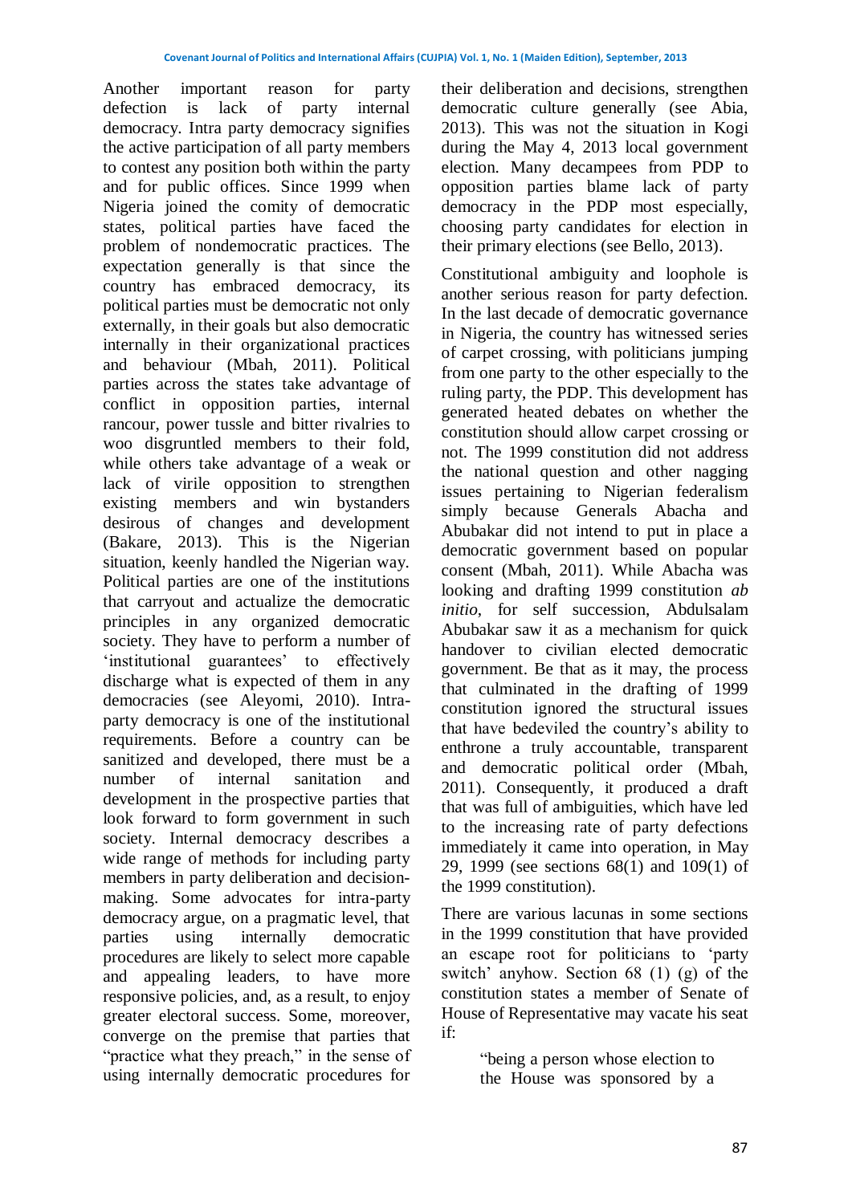Another important reason for party defection is lack of party internal democracy. Intra party democracy signifies the active participation of all party members to contest any position both within the party and for public offices. Since 1999 when Nigeria joined the comity of democratic states, political parties have faced the problem of nondemocratic practices. The expectation generally is that since the country has embraced democracy, its political parties must be democratic not only externally, in their goals but also democratic internally in their organizational practices and behaviour (Mbah, 2011). Political parties across the states take advantage of conflict in opposition parties, internal rancour, power tussle and bitter rivalries to woo disgruntled members to their fold, while others take advantage of a weak or lack of virile opposition to strengthen existing members and win bystanders desirous of changes and development (Bakare, 2013). This is the Nigerian situation, keenly handled the Nigerian way. Political parties are one of the institutions that carryout and actualize the democratic principles in any organized democratic society. They have to perform a number of 'institutional guarantees' to effectively discharge what is expected of them in any democracies (see Aleyomi, 2010). Intra-party democracy is one of the institutional requirements. Before a country can be sanitized and developed, there must be a number of internal sanitation and development in the prospective parties that look forward to form government in such society. Internal democracy describes a wide range of methods for including party members in party deliberation and decision-making. Some advocates for intra-party democracy argue, on a pragmatic level, that parties using internally democratic procedures are likely to select more capable and appealing leaders, to have more responsive policies, and, as a result, to enjoy greater electoral success. Some, moreover, converge on the premise that parties that "practice what they preach," in the sense of using internally democratic procedures for their deliberation and decisions, strengthen democratic culture generally (see Abia, 2013). This was not the situation in Kogi during the May 4, 2013 local government election. Many decampees from PDP to opposition parties blame lack of party democracy in the PDP most especially, choosing party candidates for election in their primary elections (see Bello, 2013).

Constitutional ambiguity and loophole is another serious reason for party defection. In the last decade of democratic governance in Nigeria, the country has witnessed series of carpet crossing, with politicians jumping from one party to the other especially to the ruling party, the PDP. This development has generated heated debates on whether the constitution should allow carpet crossing or not. The 1999 constitution did not address the national question and other nagging issues pertaining to Nigerian federalism simply because Generals Abacha and Abubakar did not intend to put in place a democratic government based on popular consent (Mbah, 2011). While Abacha was looking and drafting 1999 constitution *ab initio*, for self succession, Abdulsalam Abubakar saw it as a mechanism for quick handover to civilian elected democratic government. Be that as it may, the process that culminated in the drafting of 1999 constitution ignored the structural issues that have bedeviled the country's ability to enthrone a truly accountable, transparent and democratic political order (Mbah, 2011). Consequently, it produced a draft that was full of ambiguities, which have led to the increasing rate of party defections immediately it came into operation, in May 29, 1999 (see sections 68(1) and 109(1) of the 1999 constitution).

There are various lacunas in some sections in the 1999 constitution that have provided an escape root for politicians to 'party switch' anyhow. Section 68 (1) (g) of the constitution states a member of Senate of House of Representative may vacate his seat if:

> "being a person whose election to the House was sponsored by a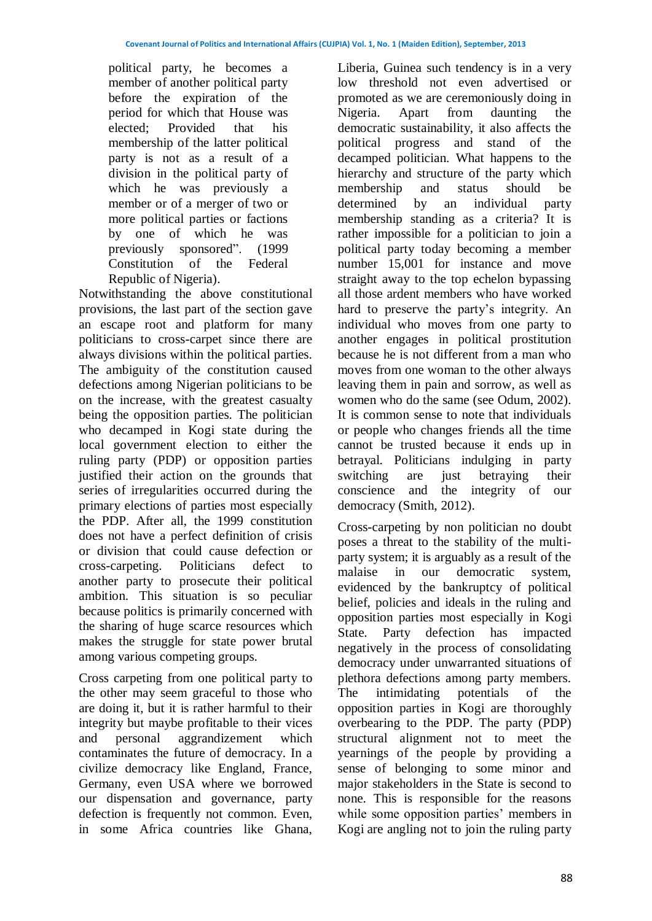> political party, he becomes a member of another political party before the expiration of the period for which that House was elected; Provided that his membership of the latter political party is not as a result of a division in the political party of which he was previously a member or of a merger of two or more political parties or factions by one of which he was previously sponsored". (1999 Constitution of the Federal Republic of Nigeria).

Notwithstanding the above constitutional provisions, the last part of the section gave an escape root and platform for many politicians to cross-carpet since there are always divisions within the political parties. The ambiguity of the constitution caused defections among Nigerian politicians to be on the increase, with the greatest casualty being the opposition parties. The politician who decamped in Kogi state during the local government election to either the ruling party (PDP) or opposition parties justified their action on the grounds that series of irregularities occurred during the primary elections of parties most especially the PDP. After all, the 1999 constitution does not have a perfect definition of crisis or division that could cause defection or cross-carpeting. Politicians defect to another party to prosecute their political ambition. This situation is so peculiar because politics is primarily concerned with the sharing of huge scarce resources which makes the struggle for state power brutal among various competing groups.

Cross carpeting from one political party to the other may seem graceful to those who are doing it, but it is rather harmful to their integrity but maybe profitable to their vices and personal aggrandizement which contaminates the future of democracy. In a civilize democracy like England, France, Germany, even USA where we borrowed our dispensation and governance, party defection is frequently not common. Even, in some Africa countries like Ghana, Liberia, Guinea such tendency is in a very low threshold not even advertised or promoted as we are ceremoniously doing in Nigeria. Apart from daunting the democratic sustainability, it also affects the political progress and stand of the decamped politician. What happens to the hierarchy and structure of the party which membership and status should be determined by an individual party membership standing as a criteria? It is rather impossible for a politician to join a political party today becoming a member number 15,001 for instance and move straight away to the top echelon bypassing all those ardent members who have worked hard to preserve the party's integrity. An individual who moves from one party to another engages in political prostitution because he is not different from a man who moves from one woman to the other always leaving them in pain and sorrow, as well as women who do the same (see Odum, 2002). It is common sense to note that individuals or people who changes friends all the time cannot be trusted because it ends up in betrayal. Politicians indulging in party switching are just betraying their conscience and the integrity of our democracy (Smith, 2012).

Cross-carpeting by non politician no doubt poses a threat to the stability of the multi-party system; it is arguably as a result of the malaise in our democratic system, evidenced by the bankruptcy of political belief, policies and ideals in the ruling and opposition parties most especially in Kogi State. Party defection has impacted negatively in the process of consolidating democracy under unwarranted situations of plethora defections among party members. The intimidating potentials of the opposition parties in Kogi are thoroughly overbearing to the PDP. The party (PDP) structural alignment not to meet the yearnings of the people by providing a sense of belonging to some minor and major stakeholders in the State is second to none. This is responsible for the reasons while some opposition parties' members in Kogi are angling not to join the ruling party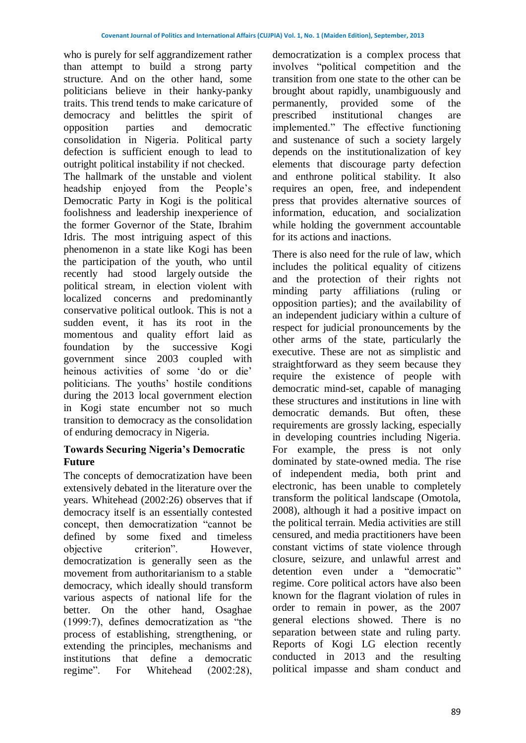who is purely for self aggrandizement rather than attempt to build a strong party structure. And on the other hand, some politicians believe in their hanky-panky traits. This trend tends to make caricature of democracy and belittles the spirit of opposition parties and democratic consolidation in Nigeria. Political party defection is sufficient enough to lead to outright political instability if not checked.

The hallmark of the unstable and violent headship enjoyed from the People's Democratic Party in Kogi is the political foolishness and leadership inexperience of the former Governor of the State, Ibrahim Idris. The most intriguing aspect of this phenomenon in a state like Kogi has been the participation of the youth, who until recently had stood largely outside the political stream, in election violent with localized concerns and predominantly conservative political outlook. This is not a sudden event, it has its root in the momentous and quality effort laid as foundation by the successive Kogi government since 2003 coupled with heinous activities of some 'do or die' politicians. The youths' hostile conditions during the 2013 local government election in Kogi state encumber not so much transition to democracy as the consolidation of enduring democracy in Nigeria.

## Towards Securing Nigeria's Democratic Future

The concepts of democratization have been extensively debated in the literature over the years. Whitehead (2002:26) observes that if democracy itself is an essentially contested concept, then democratization "cannot be defined by some fixed and timeless objective criterion". However, democratization is generally seen as the movement from authoritarianism to a stable democracy, which ideally should transform various aspects of national life for the better. On the other hand, Osaghae (1999:7), defines democratization as "the process of establishing, strengthening, or extending the principles, mechanisms and institutions that define a democratic regime". For Whitehead (2002:28), democratization is a complex process that involves "political competition and the transition from one state to the other can be brought about rapidly, unambiguously and permanently, provided some of the prescribed institutional changes are implemented." The effective functioning and sustenance of such a society largely depends on the institutionalization of key elements that discourage party defection and enthrone political stability. It also requires an open, free, and independent press that provides alternative sources of information, education, and socialization while holding the government accountable for its actions and inactions.

There is also need for the rule of law, which includes the political equality of citizens and the protection of their rights not minding party affiliations (ruling or opposition parties); and the availability of an independent judiciary within a culture of respect for judicial pronouncements by the other arms of the state, particularly the executive. These are not as simplistic and straightforward as they seem because they require the existence of people with democratic mind-set, capable of managing these structures and institutions in line with democratic demands. But often, these requirements are grossly lacking, especially in developing countries including Nigeria. For example, the press is not only dominated by state-owned media. The rise of independent media, both print and electronic, has been unable to completely transform the political landscape (Omotola, 2008), although it had a positive impact on the political terrain. Media activities are still censured, and media practitioners have been constant victims of state violence through closure, seizure, and unlawful arrest and detention even under a "democratic" regime. Core political actors have also been known for the flagrant violation of rules in order to remain in power, as the 2007 general elections showed. There is no separation between state and ruling party. Reports of Kogi LG election recently conducted in 2013 and the resulting political impasse and sham conduct and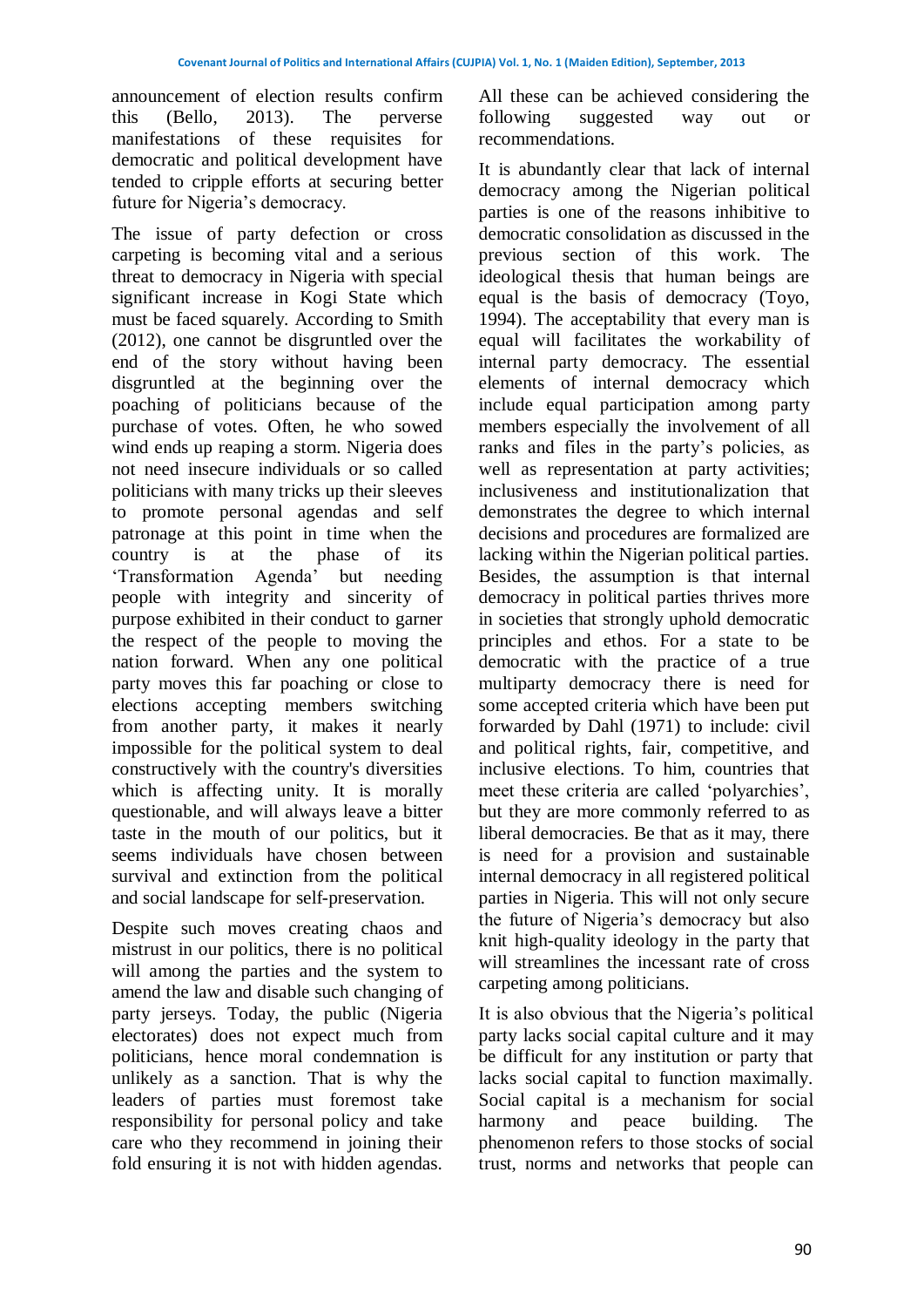announcement of election results confirm this (Bello, 2013). The perverse manifestations of these requisites for democratic and political development have tended to cripple efforts at securing better future for Nigeria's democracy.

The issue of party defection or cross carpeting is becoming vital and a serious threat to democracy in Nigeria with special significant increase in Kogi State which must be faced squarely. According to Smith (2012), one cannot be disgruntled over the end of the story without having been disgruntled at the beginning over the poaching of politicians because of the purchase of votes. Often, he who sowed wind ends up reaping a storm. Nigeria does not need insecure individuals or so called politicians with many tricks up their sleeves to promote personal agendas and self patronage at this point in time when the country is at the phase of its 'Transformation Agenda' but needing people with integrity and sincerity of purpose exhibited in their conduct to garner the respect of the people to moving the nation forward. When any one political party moves this far poaching or close to elections accepting members switching from another party, it makes it nearly impossible for the political system to deal constructively with the country's diversities which is affecting unity. It is morally questionable, and will always leave a bitter taste in the mouth of our politics, but it seems individuals have chosen between survival and extinction from the political and social landscape for self-preservation.

Despite such moves creating chaos and mistrust in our politics, there is no political will among the parties and the system to amend the law and disable such changing of party jerseys. Today, the public (Nigeria electorates) does not expect much from politicians, hence moral condemnation is unlikely as a sanction. That is why the leaders of parties must foremost take responsibility for personal policy and take care who they recommend in joining their fold ensuring it is not with hidden agendas. All these can be achieved considering the following suggested way out or recommendations.

It is abundantly clear that lack of internal democracy among the Nigerian political parties is one of the reasons inhibitive to democratic consolidation as discussed in the previous section of this work. The ideological thesis that human beings are equal is the basis of democracy (Toyo, 1994). The acceptability that every man is equal will facilitates the workability of internal party democracy. The essential elements of internal democracy which include equal participation among party members especially the involvement of all ranks and files in the party's policies, as well as representation at party activities; inclusiveness and institutionalization that demonstrates the degree to which internal decisions and procedures are formalized are lacking within the Nigerian political parties. Besides, the assumption is that internal democracy in political parties thrives more in societies that strongly uphold democratic principles and ethos. For a state to be democratic with the practice of a true multiparty democracy there is need for some accepted criteria which have been put forwarded by Dahl (1971) to include: civil and political rights, fair, competitive, and inclusive elections. To him, countries that meet these criteria are called 'polyarchies', but they are more commonly referred to as liberal democracies. Be that as it may, there is need for a provision and sustainable internal democracy in all registered political parties in Nigeria. This will not only secure the future of Nigeria's democracy but also knit high-quality ideology in the party that will streamlines the incessant rate of cross carpeting among politicians.

It is also obvious that the Nigeria's political party lacks social capital culture and it may be difficult for any institution or party that lacks social capital to function maximally. Social capital is a mechanism for social harmony and peace building. The phenomenon refers to those stocks of social trust, norms and networks that people can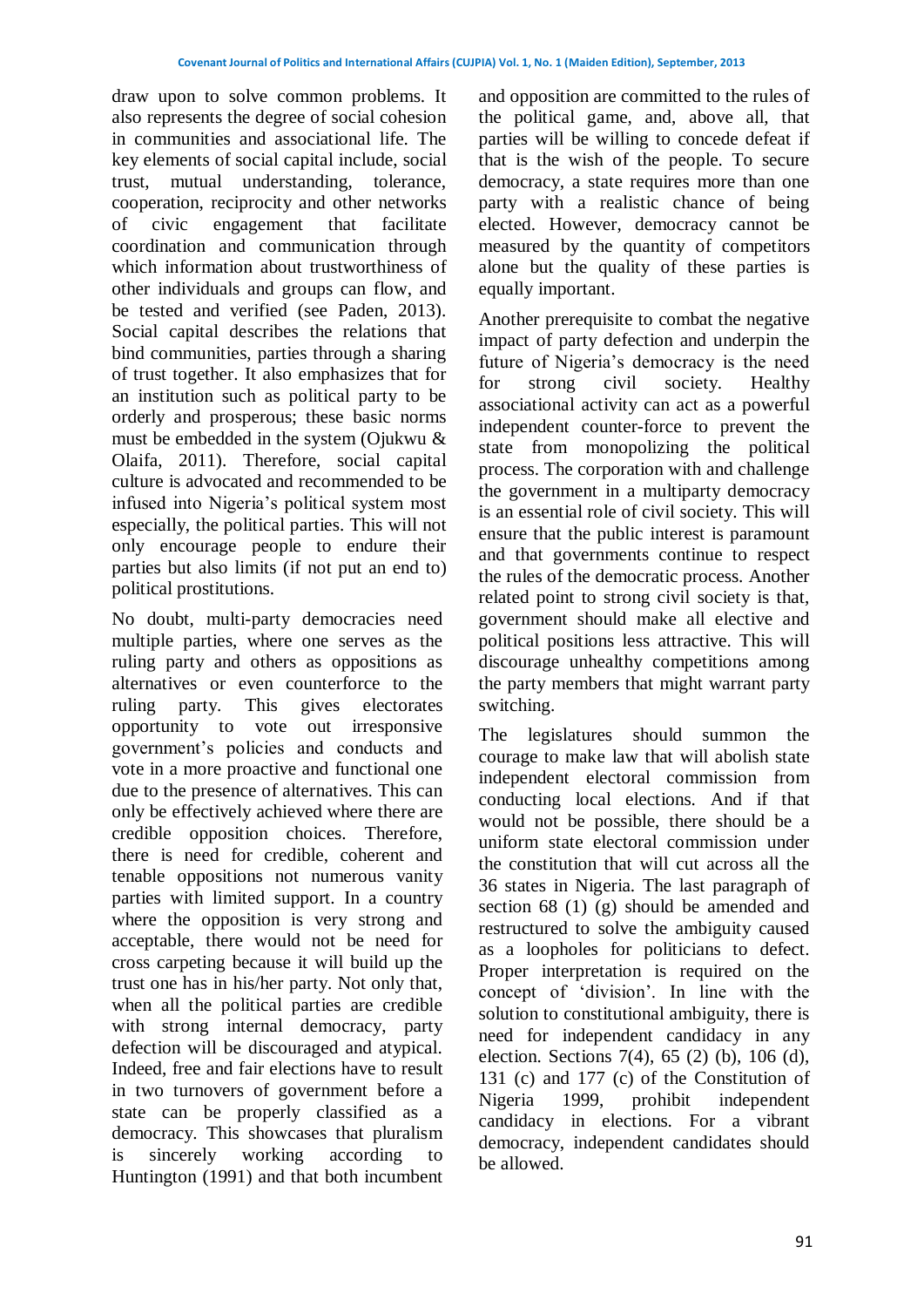draw upon to solve common problems. It also represents the degree of social cohesion in communities and associational life. The key elements of social capital include, social trust, mutual understanding, tolerance, cooperation, reciprocity and other networks of civic engagement that facilitate coordination and communication through which information about trustworthiness of other individuals and groups can flow, and be tested and verified (see Paden, 2013). Social capital describes the relations that bind communities, parties through a sharing of trust together. It also emphasizes that for an institution such as political party to be orderly and prosperous; these basic norms must be embedded in the system (Ojukwu & Olaifa, 2011). Therefore, social capital culture is advocated and recommended to be infused into Nigeria's political system most especially, the political parties. This will not only encourage people to endure their parties but also limits (if not put an end to) political prostitutions.

No doubt, multi-party democracies need multiple parties, where one serves as the ruling party and others as oppositions as alternatives or even counterforce to the ruling party. This gives electorates opportunity to vote out irresponsive government's policies and conducts and vote in a more proactive and functional one due to the presence of alternatives. This can only be effectively achieved where there are credible opposition choices. Therefore, there is need for credible, coherent and tenable oppositions not numerous vanity parties with limited support. In a country where the opposition is very strong and acceptable, there would not be need for cross carpeting because it will build up the trust one has in his/her party. Not only that, when all the political parties are credible with strong internal democracy, party defection will be discouraged and atypical. Indeed, free and fair elections have to result in two turnovers of government before a state can be properly classified as a democracy. This showcases that pluralism is sincerely working according to Huntington (1991) and that both incumbent and opposition are committed to the rules of the political game, and, above all, that parties will be willing to concede defeat if that is the wish of the people. To secure democracy, a state requires more than one party with a realistic chance of being elected. However, democracy cannot be measured by the quantity of competitors alone but the quality of these parties is equally important.

Another prerequisite to combat the negative impact of party defection and underpin the future of Nigeria's democracy is the need for strong civil society. Healthy associational activity can act as a powerful independent counter-force to prevent the state from monopolizing the political process. The corporation with and challenge the government in a multiparty democracy is an essential role of civil society. This will ensure that the public interest is paramount and that governments continue to respect the rules of the democratic process. Another related point to strong civil society is that, government should make all elective and political positions less attractive. This will discourage unhealthy competitions among the party members that might warrant party switching.

The legislatures should summon the courage to make law that will abolish state independent electoral commission from conducting local elections. And if that would not be possible, there should be a uniform state electoral commission under the constitution that will cut across all the 36 states in Nigeria. The last paragraph of section 68 (1) (g) should be amended and restructured to solve the ambiguity caused as a loopholes for politicians to defect. Proper interpretation is required on the concept of 'division'. In line with the solution to constitutional ambiguity, there is need for independent candidacy in any election. Sections 7(4), 65 (2) (b), 106 (d), 131 (c) and 177 (c) of the Constitution of Nigeria 1999, prohibit independent candidacy in elections. For a vibrant democracy, independent candidates should be allowed.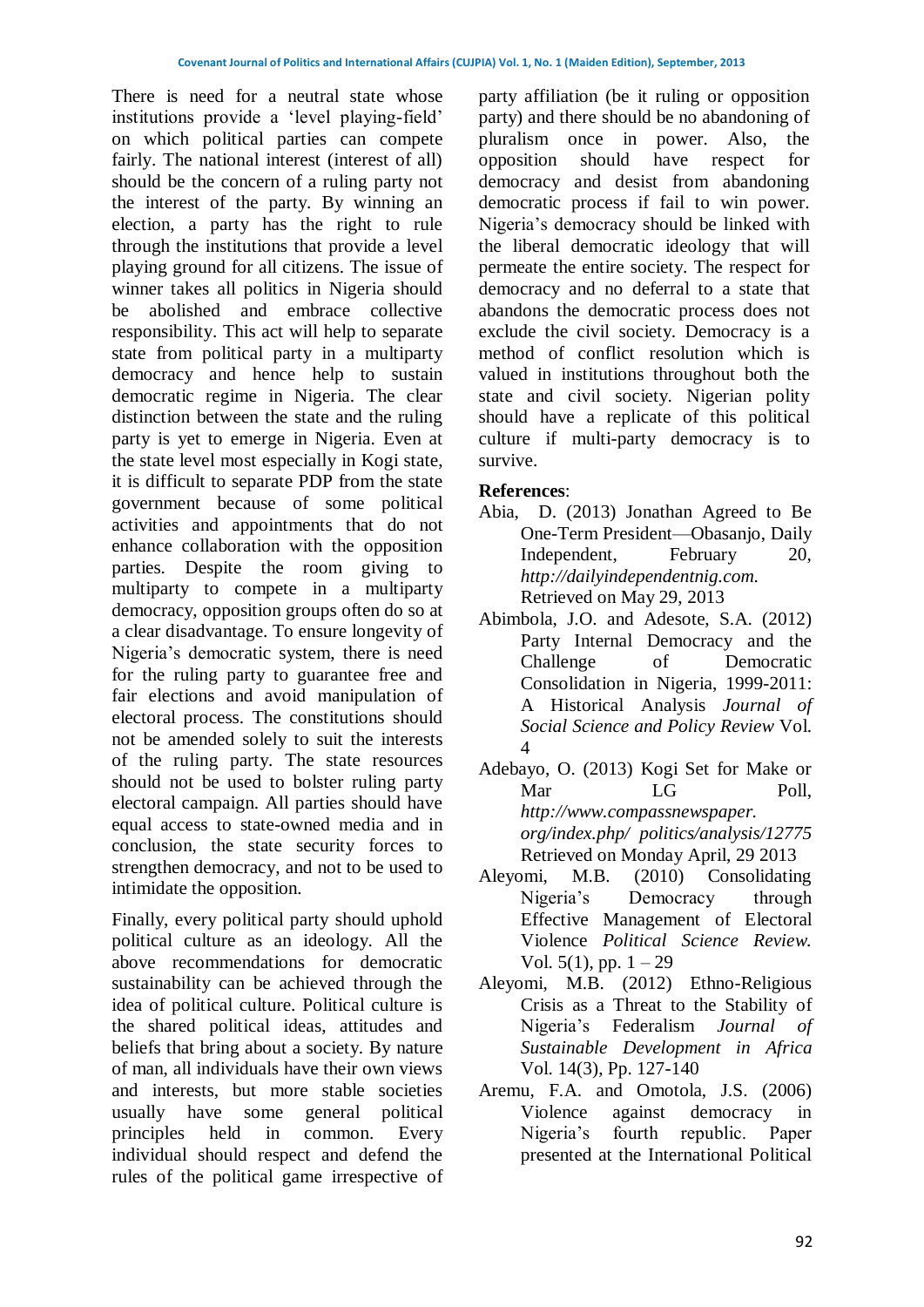There is need for a neutral state whose institutions provide a 'level playing-field' on which political parties can compete fairly. The national interest (interest of all) should be the concern of a ruling party not the interest of the party. By winning an election, a party has the right to rule through the institutions that provide a level playing ground for all citizens. The issue of winner takes all politics in Nigeria should be abolished and embrace collective responsibility. This act will help to separate state from political party in a multiparty democracy and hence help to sustain democratic regime in Nigeria. The clear distinction between the state and the ruling party is yet to emerge in Nigeria. Even at the state level most especially in Kogi state, it is difficult to separate PDP from the state government because of some political activities and appointments that do not enhance collaboration with the opposition parties. Despite the room giving to multiparty to compete in a multiparty democracy, opposition groups often do so at a clear disadvantage. To ensure longevity of Nigeria's democratic system, there is need for the ruling party to guarantee free and fair elections and avoid manipulation of electoral process. The constitutions should not be amended solely to suit the interests of the ruling party. The state resources should not be used to bolster ruling party electoral campaign. All parties should have equal access to state-owned media and in conclusion, the state security forces to strengthen democracy, and not to be used to intimidate the opposition.

Finally, every political party should uphold political culture as an ideology. All the above recommendations for democratic sustainability can be achieved through the idea of political culture. Political culture is the shared political ideas, attitudes and beliefs that bring about a society. By nature of man, all individuals have their own views and interests, but more stable societies usually have some general political principles held in common. Every individual should respect and defend the rules of the political game irrespective of party affiliation (be it ruling or opposition party) and there should be no abandoning of pluralism once in power. Also, the opposition should have respect for democracy and desist from abandoning democratic process if fail to win power. Nigeria's democracy should be linked with the liberal democratic ideology that will permeate the entire society. The respect for democracy and no deferral to a state that abandons the democratic process does not exclude the civil society. Democracy is a method of conflict resolution which is valued in institutions throughout both the state and civil society. Nigerian polity should have a replicate of this political culture if multi-party democracy is to survive.

**References**:

Abia, D. (2013) Jonathan Agreed to Be One-Term President—Obasanjo, Daily Independent, February 20, *http://dailyindependentnig.com.* Retrieved on May 29, 2013

Abimbola, J.O. and Adesote, S.A. (2012) Party Internal Democracy and the Challenge of Democratic Consolidation in Nigeria, 1999-2011: A Historical Analysis *Journal of Social Science and Policy Review* Vol. 4

Adebayo, O. (2013) Kogi Set for Make or Mar LG Poll, *http://www.compassnewspaper. org/index.php/ politics/analysis/12775* Retrieved on Monday April, 29 2013

Aleyomi, M.B. (2010) Consolidating Nigeria's Democracy through Effective Management of Electoral Violence *Political Science Review.* Vol. 5(1), pp. 1 – 29

Aleyomi, M.B. (2012) Ethno-Religious Crisis as a Threat to the Stability of Nigeria's Federalism *Journal of Sustainable Development in Africa* Vol. 14(3), Pp. 127-140

Aremu, F.A. and Omotola, J.S. (2006) Violence against democracy in Nigeria's fourth republic. Paper presented at the International Political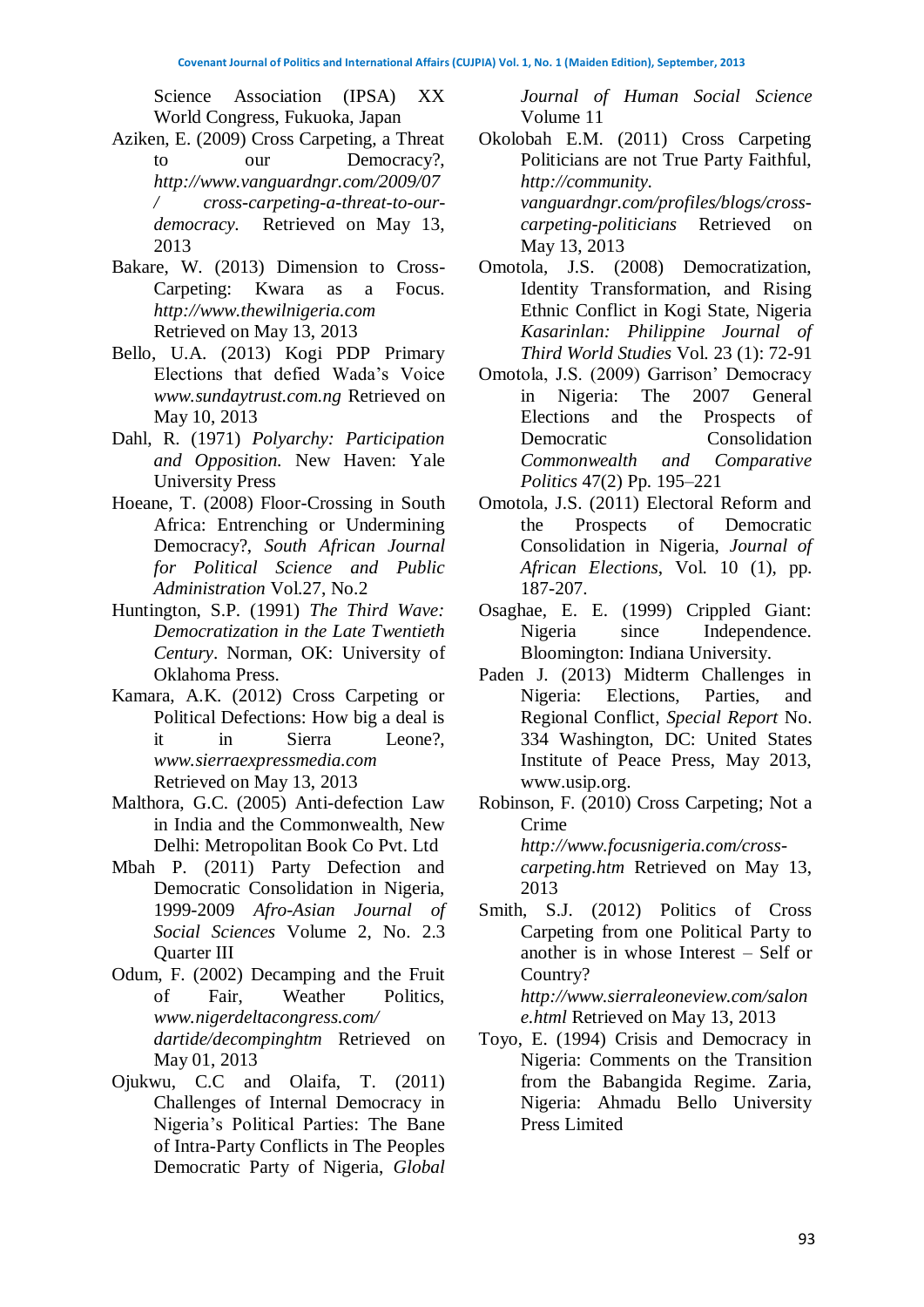Science Association (IPSA) XX World Congress, Fukuoka, Japan

Aziken, E. (2009) Cross Carpeting, a Threat to our Democracy?, *http://www.vanguardngr.com/2009/07/ cross-carpeting-a-threat-to-our-democracy.* Retrieved on May 13, 2013

Bakare, W. (2013) Dimension to Cross-Carpeting: Kwara as a Focus. *http://www.thewilnigeria.com* Retrieved on May 13, 2013

Bello, U.A. (2013) Kogi PDP Primary Elections that defied Wada's Voice *www.sundaytrust.com.ng* Retrieved on May 10, 2013

Dahl, R. (1971) *Polyarchy: Participation and Opposition.* New Haven: Yale University Press

Hoeane, T. (2008) Floor-Crossing in South Africa: Entrenching or Undermining Democracy?, *South African Journal for Political Science and Public Administration* Vol.27, No.2

Huntington, S.P. (1991) *The Third Wave: Democratization in the Late Twentieth Century*. Norman, OK: University of Oklahoma Press.

Kamara, A.K. (2012) Cross Carpeting or Political Defections: How big a deal is it in Sierra Leone?, *www.sierraexpressmedia.com* Retrieved on May 13, 2013

Malthora, G.C. (2005) Anti-defection Law in India and the Commonwealth, New Delhi: Metropolitan Book Co Pvt. Ltd

Mbah P. (2011) Party Defection and Democratic Consolidation in Nigeria, 1999-2009 *Afro-Asian Journal of Social Sciences* Volume 2, No. 2.3 Quarter III

Odum, F. (2002) Decamping and the Fruit of Fair, Weather Politics, *www.nigerdeltacongress.com/ dartide/decompinghtm* Retrieved on May 01, 2013

Ojukwu, C.C and Olaifa, T. (2011) Challenges of Internal Democracy in Nigeria's Political Parties: The Bane of Intra-Party Conflicts in The Peoples Democratic Party of Nigeria, *Global Journal of Human Social Science* Volume 11

Okolobah E.M. (2011) Cross Carpeting Politicians are not True Party Faithful, *http://community. vanguardngr.com/profiles/blogs/cross-carpeting-politicians* Retrieved on May 13, 2013

Omotola, J.S. (2008) Democratization, Identity Transformation, and Rising Ethnic Conflict in Kogi State, Nigeria *Kasarinlan: Philippine Journal of Third World Studies* Vol. 23 (1): 72-91

Omotola, J.S. (2009) Garrison' Democracy in Nigeria: The 2007 General Elections and the Prospects of Democratic Consolidation *Commonwealth and Comparative Politics* 47(2) Pp. 195–221

Omotola, J.S. (2011) Electoral Reform and the Prospects of Democratic Consolidation in Nigeria, *Journal of African Elections*, Vol. 10 (1), pp. 187-207.

Osaghae, E. E. (1999) Crippled Giant: Nigeria since Independence. Bloomington: Indiana University.

Paden J. (2013) Midterm Challenges in Nigeria: Elections, Parties, and Regional Conflict, *Special Report* No. 334 Washington, DC: United States Institute of Peace Press, May 2013, www.usip.org.

Robinson, F. (2010) Cross Carpeting; Not a Crime *http://www.focusnigeria.com/cross-carpeting.htm* Retrieved on May 13, 2013

Smith, S.J. (2012) Politics of Cross Carpeting from one Political Party to another is in whose Interest – Self or Country? *http://www.sierraleoneview.com/salone.html* Retrieved on May 13, 2013

Toyo, E. (1994) Crisis and Democracy in Nigeria: Comments on the Transition from the Babangida Regime. Zaria, Nigeria: Ahmadu Bello University Press Limited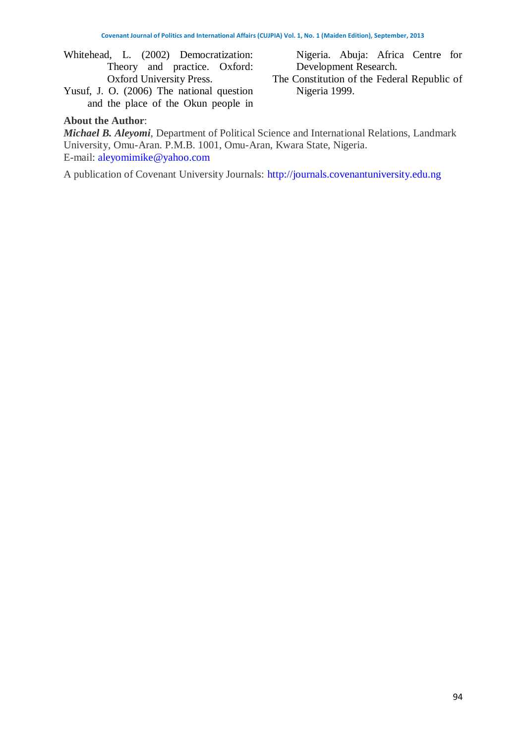Whitehead, L. (2002) Democratization: Theory and practice. Oxford: Oxford University Press.

Yusuf, J. O. (2006) The national question and the place of the Okun people in Nigeria. Abuja: Africa Centre for Development Research.

The Constitution of the Federal Republic of Nigeria 1999.

**About the Author**:

***Michael B. Aleyomi***, Department of Political Science and International Relations, Landmark University, Omu-Aran. P.M.B. 1001, Omu-Aran, Kwara State, Nigeria.
E-mail: aleyomimike@yahoo.com

A publication of Covenant University Journals: http://journals.covenantuniversity.edu.ng